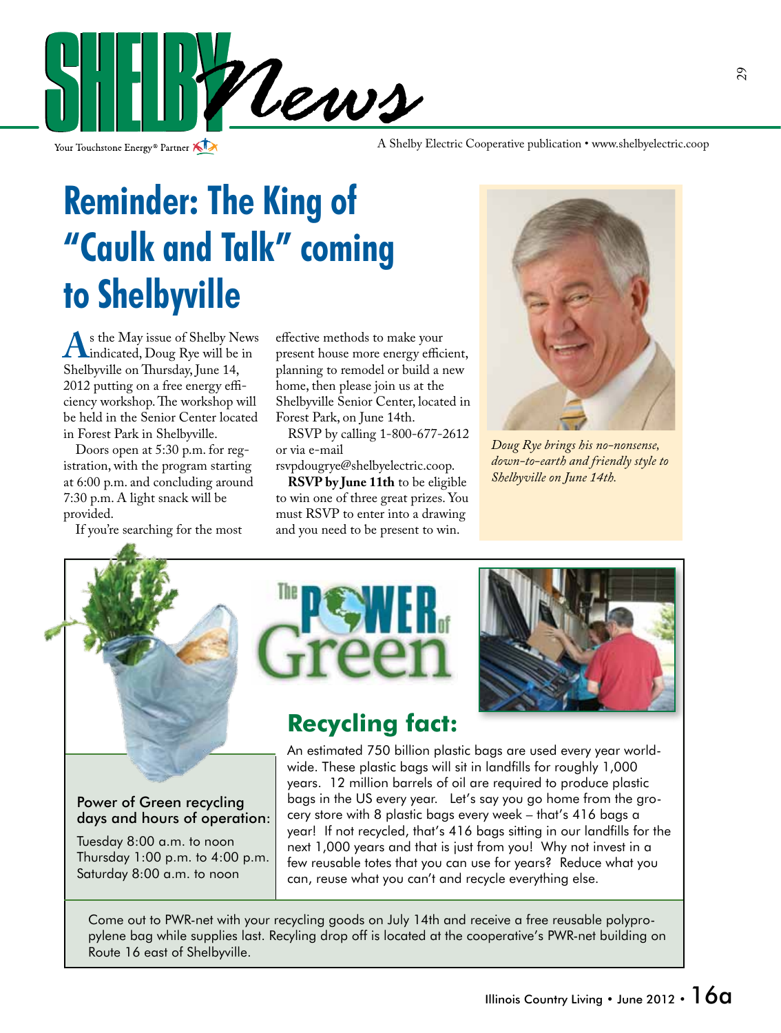# SHELBY News

Your Touchstone Energy® Partner

A Shelby Electric Cooperative publication • www.shelbyelectric.coop

## Reminder: The King of "Caulk and Talk" coming to Shelbyville

As the May issue of Shelby News indicated, Doug Rye will be in Shelbyville on Thursday, June 14, 2012 putting on a free energy efficiency workshop. The workshop will be held in the Senior Center located in Forest Park in Shelbyville.

Doors open at 5:30 p.m. for registration, with the program starting at 6:00 p.m. and concluding around 7:30 p.m. A light snack will be provided.

If you're searching for the most effective methods to make your present house more energy efficient, planning to remodel or build a new home, then please join us at the Shelbyville Senior Center, located in Forest Park, on June 14th.

RSVP by calling 1-800-677-2612 or via e-mail rsvpdougrye@shelbyelectric.coop.

**RSVP by June 11th** to be eligible to win one of three great prizes. You must RSVP to enter into a drawing and you need to be present to win.

*Doug Rye brings his no-nonsense, down-to-earth and friendly style to Shelbyville on June 14th.*

## The Power of Green

### Recycling fact:

An estimated 750 billion plastic bags are used every year worldwide. These plastic bags will sit in landfills for roughly 1,000 years. 12 million barrels of oil are required to produce plastic bags in the US every year. Let's say you go home from the grocery store with 8 plastic bags every week – that's 416 bags a year! If not recycled, that's 416 bags sitting in our landfills for the next 1,000 years and that is just from you! Why not invest in a few reusable totes that you can use for years? Reduce what you can, reuse what you can't and recycle everything else.

Power of Green recycling days and hours of operation:

Tuesday 8:00 a.m. to noon
Thursday 1:00 p.m. to 4:00 p.m.
Saturday 8:00 a.m. to noon

Come out to PWR-net with your recycling goods on July 14th and receive a free reusable polypropylene bag while supplies last. Recyling drop off is located at the cooperative's PWR-net building on Route 16 east of Shelbyville.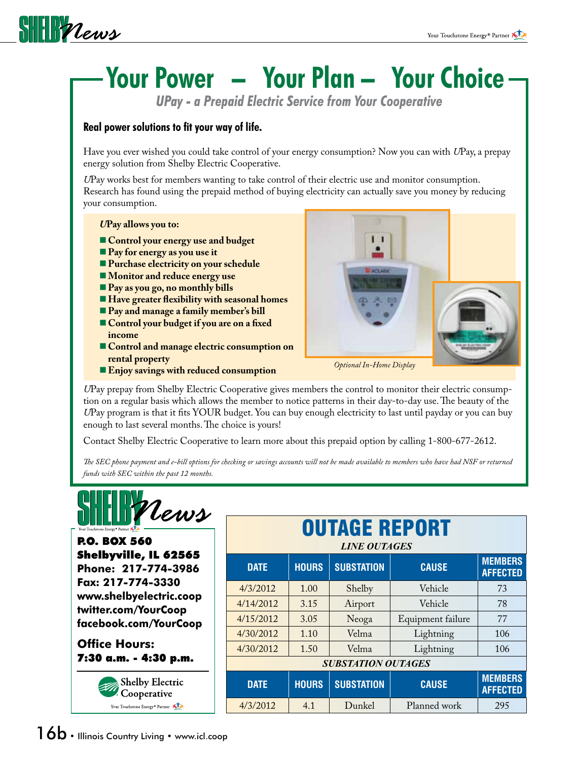# Your Power – Your Plan – Your Choice

## *UPay - a Prepaid Electric Service from Your Cooperative*

**Real power solutions to fit your way of life.**

Have you ever wished you could take control of your energy consumption? Now you can with *U*Pay, a prepay energy solution from Shelby Electric Cooperative.

*U*Pay works best for members wanting to take control of their electric use and monitor consumption. Research has found using the prepaid method of buying electricity can actually save you money by reducing your consumption.

***U*Pay allows you to:**

- **Control your energy use and budget**
- **Pay for energy as you use it**
- **Purchase electricity on your schedule**
- **Monitor and reduce energy use**
- **Pay as you go, no monthly bills**
- **Have greater flexibility with seasonal homes**
- **Pay and manage a family member's bill**
- **Control your budget if you are on a fixed income**
- **Control and manage electric consumption on rental property**
- **Enjoy savings with reduced consumption**

*Optional In-Home Display*

*U*Pay prepay from Shelby Electric Cooperative gives members the control to monitor their electric consumption on a regular basis which allows the member to notice patterns in their day-to-day use. The beauty of the *U*Pay program is that it fits YOUR budget. You can buy enough electricity to last until payday or you can buy enough to last several months. The choice is yours!

Contact Shelby Electric Cooperative to learn more about this prepaid option by calling 1-800-677-2612.

*The SEC phone payment and e-bill options for checking or savings accounts will not be made available to members who have had NSF or returned funds with SEC within the past 12 months.*

**Shelby News**

**P.O. BOX 560**
**Shelbyville, IL 62565**
**Phone: 217-774-3986**
**Fax: 217-774-3330**
**www.shelbyelectric.coop**
**twitter.com/YourCoop**
**facebook.com/YourCoop**

**Office Hours:**
**7:30 a.m. - 4:30 p.m.**

Shelby Electric Cooperative
Your Touchstone Energy® Partner

## OUTAGE REPORT

*LINE OUTAGES*

| DATE | HOURS | SUBSTATION | CAUSE | MEMBERS AFFECTED |
|---|---|---|---|---|
| 4/3/2012 | 1.00 | Shelby | Vehicle | 73 |
| 4/14/2012 | 3.15 | Airport | Vehicle | 78 |
| 4/15/2012 | 3.05 | Neoga | Equipment failure | 77 |
| 4/30/2012 | 1.10 | Velma | Lightning | 106 |
| 4/30/2012 | 1.50 | Velma | Lightning | 106 |

*SUBSTATION OUTAGES*

| DATE | HOURS | SUBSTATION | CAUSE | MEMBERS AFFECTED |
|---|---|---|---|---|
| 4/3/2012 | 4.1 | Dunkel | Planned work | 295 |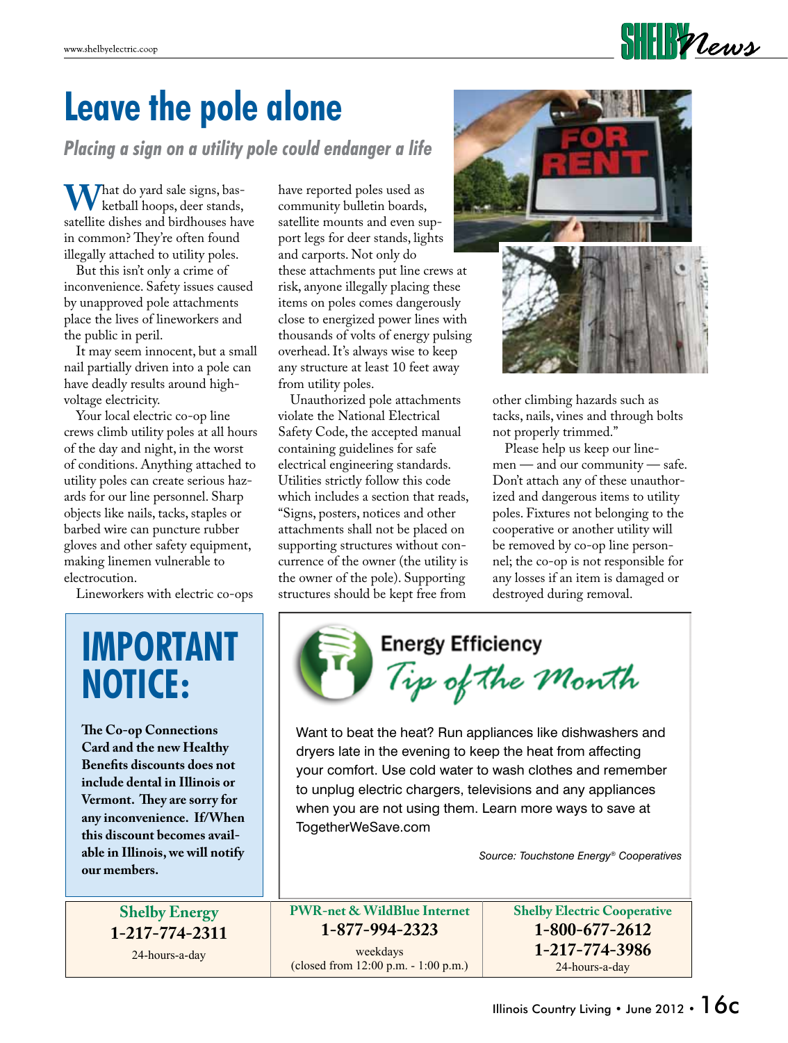# Leave the pole alone

***Placing a sign on a utility pole could endanger a life***

What do yard sale signs, basketball hoops, deer stands, satellite dishes and birdhouses have in common? They're often found illegally attached to utility poles.

But this isn't only a crime of inconvenience. Safety issues caused by unapproved pole attachments place the lives of lineworkers and the public in peril.

It may seem innocent, but a small nail partially driven into a pole can have deadly results around high-voltage electricity.

Your local electric co-op line crews climb utility poles at all hours of the day and night, in the worst of conditions. Anything attached to utility poles can create serious hazards for our line personnel. Sharp objects like nails, tacks, staples or barbed wire can puncture rubber gloves and other safety equipment, making linemen vulnerable to electrocution.

Lineworkers with electric co-ops have reported poles used as community bulletin boards, satellite mounts and even support legs for deer stands, lights and carports. Not only do these attachments put line crews at risk, anyone illegally placing these items on poles comes dangerously close to energized power lines with thousands of volts of energy pulsing overhead. It's always wise to keep any structure at least 10 feet away from utility poles.

Unauthorized pole attachments violate the National Electrical Safety Code, the accepted manual containing guidelines for safe electrical engineering standards. Utilities strictly follow this code which includes a section that reads, "Signs, posters, notices and other attachments shall not be placed on supporting structures without concurrence of the owner (the utility is the owner of the pole). Supporting structures should be kept free from other climbing hazards such as tacks, nails, vines and through bolts not properly trimmed."

Please help us keep our linemen — and our community — safe. Don't attach any of these unauthorized and dangerous items to utility poles. Fixtures not belonging to the cooperative or another utility will be removed by co-op line personnel; the co-op is not responsible for any losses if an item is damaged or destroyed during removal.

## IMPORTANT NOTICE:

**The Co-op Connections Card and the new Healthy Benefits discounts does not include dental in Illinois or Vermont. They are sorry for any inconvenience. If/When this discount becomes available in Illinois, we will notify our members.**

## Energy Efficiency *Tip of the Month*

Want to beat the heat? Run appliances like dishwashers and dryers late in the evening to keep the heat from affecting your comfort. Use cold water to wash clothes and remember to unplug electric chargers, televisions and any appliances when you are not using them. Learn more ways to save at TogetherWeSave.com

*Source: Touchstone Energy® Cooperatives*

| Shelby Energy | PWR-net & WildBlue Internet | Shelby Electric Cooperative |
|---|---|---|
| **1-217-774-2311** | **1-877-994-2323** | **1-800-677-2612** |
| 24-hours-a-day | weekdays (closed from 12:00 p.m. - 1:00 p.m.) | **1-217-774-3986** |
| | | 24-hours-a-day |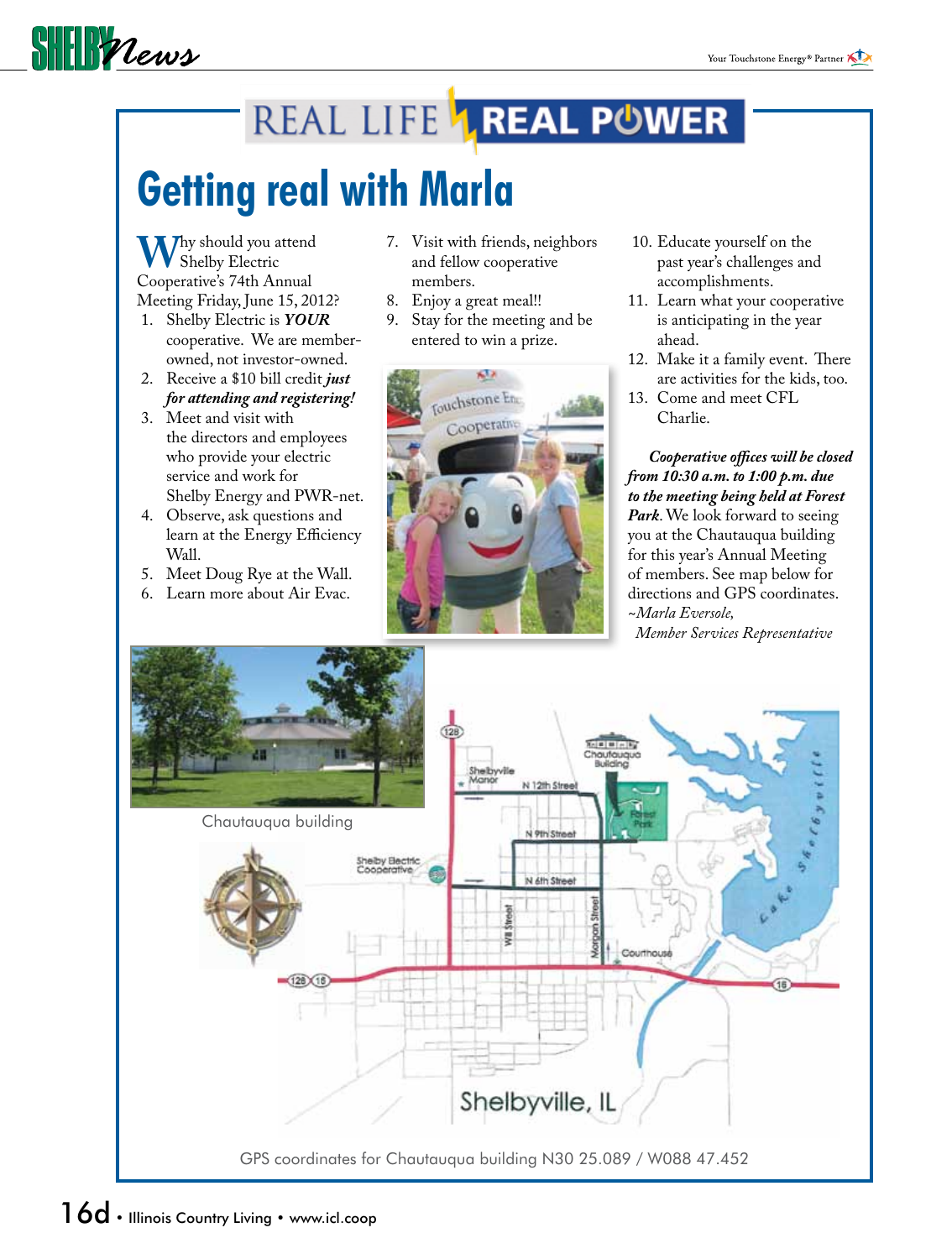REAL LIFE REAL POWER

# Getting real with Marla

Why should you attend Shelby Electric Cooperative's 74th Annual Meeting Friday, June 15, 2012?

1. Shelby Electric is ***YOUR*** cooperative. We are member-owned, not investor-owned.
2. Receive a $10 bill credit ***just for attending and registering!***
3. Meet and visit with the directors and employees who provide your electric service and work for Shelby Energy and PWR-net.
4. Observe, ask questions and learn at the Energy Efficiency Wall.
5. Meet Doug Rye at the Wall.
6. Learn more about Air Evac.
7. Visit with friends, neighbors and fellow cooperative members.
8. Enjoy a great meal!!
9. Stay for the meeting and be entered to win a prize.
10. Educate yourself on the past year's challenges and accomplishments.
11. Learn what your cooperative is anticipating in the year ahead.
12. Make it a family event. There are activities for the kids, too.
13. Come and meet CFL Charlie.

***Cooperative offices will be closed from 10:30 a.m. to 1:00 p.m. due to the meeting being held at Forest Park.*** We look forward to seeing you at the Chautauqua building for this year's Annual Meeting of members. See map below for directions and GPS coordinates.

*~Marla Eversole,*
*Member Services Representative*

Chautauqua building

Shelbyville, IL

GPS coordinates for Chautauqua building N30 25.089 / W088 47.452